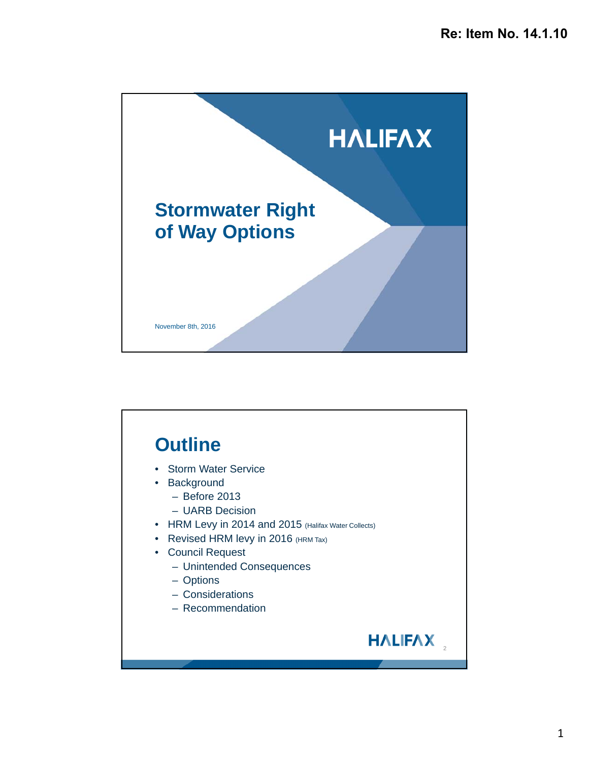Re: Item No. 14.1.10

HALIFAX

# Stormwater Right of Way Options

November 8th, 2016

## Outline

- Storm Water Service
- Background
  - Before 2013
  - UARB Decision
- HRM Levy in 2014 and 2015 (Halifax Water Collects)
- Revised HRM levy in 2016 (HRM Tax)
- Council Request
  - Unintended Consequences
  - Options
  - Considerations
  - Recommendation

HALIFAX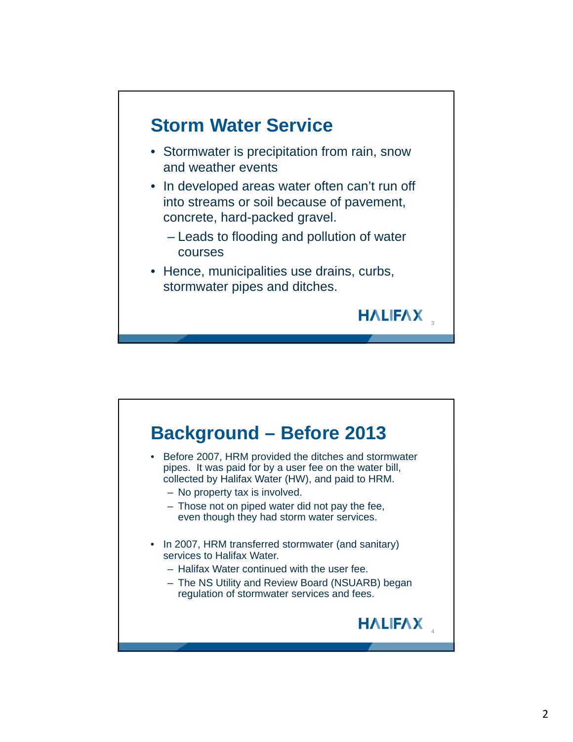## Storm Water Service

- Stormwater is precipitation from rain, snow and weather events
- In developed areas water often can't run off into streams or soil because of pavement, concrete, hard-packed gravel.
  - Leads to flooding and pollution of water courses
- Hence, municipalities use drains, curbs, stormwater pipes and ditches.

HALIFAX

## Background – Before 2013

- Before 2007, HRM provided the ditches and stormwater pipes. It was paid for by a user fee on the water bill, collected by Halifax Water (HW), and paid to HRM.
  - No property tax is involved.
  - Those not on piped water did not pay the fee, even though they had storm water services.
- In 2007, HRM transferred stormwater (and sanitary) services to Halifax Water.
  - Halifax Water continued with the user fee.
  - The NS Utility and Review Board (NSUARB) began regulation of stormwater services and fees.

HALIFAX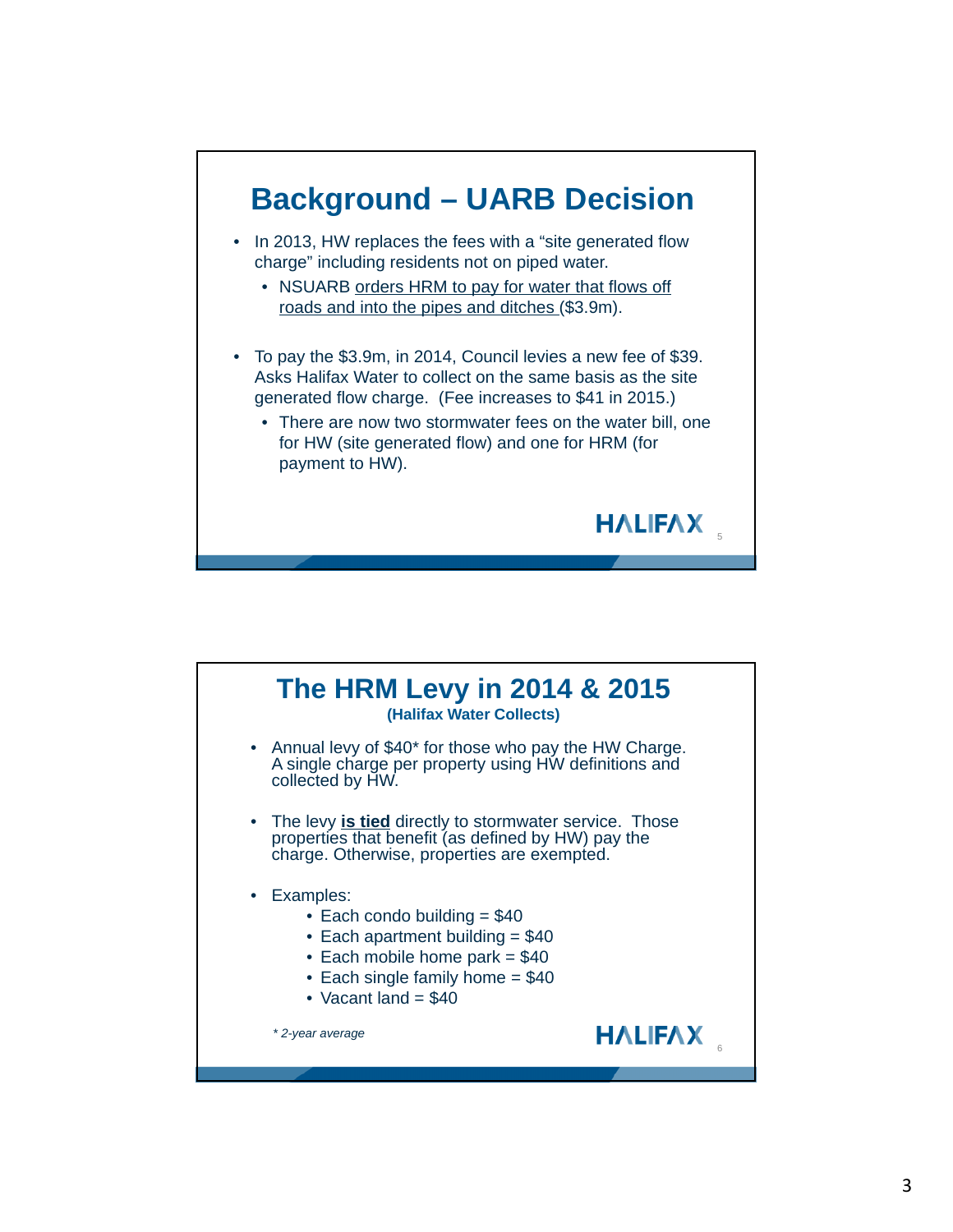## Background – UARB Decision

- In 2013, HW replaces the fees with a “site generated flow charge” including residents not on piped water.
  - NSUARB orders HRM to pay for water that flows off roads and into the pipes and ditches ($3.9m).
- To pay the $3.9m, in 2014, Council levies a new fee of $39. Asks Halifax Water to collect on the same basis as the site generated flow charge. (Fee increases to $41 in 2015.)
  - There are now two stormwater fees on the water bill, one for HW (site generated flow) and one for HRM (for payment to HW).

HALIFAX

## The HRM Levy in 2014 & 2015

**(Halifax Water Collects)**

- Annual levy of $40* for those who pay the HW Charge. A single charge per property using HW definitions and collected by HW.
- The levy **is tied** directly to stormwater service. Those properties that benefit (as defined by HW) pay the charge. Otherwise, properties are exempted.
- Examples:
  - Each condo building = $40
  - Each apartment building = $40
  - Each mobile home park = $40
  - Each single family home = $40
  - Vacant land = $40

*\* 2-year average*

HALIFAX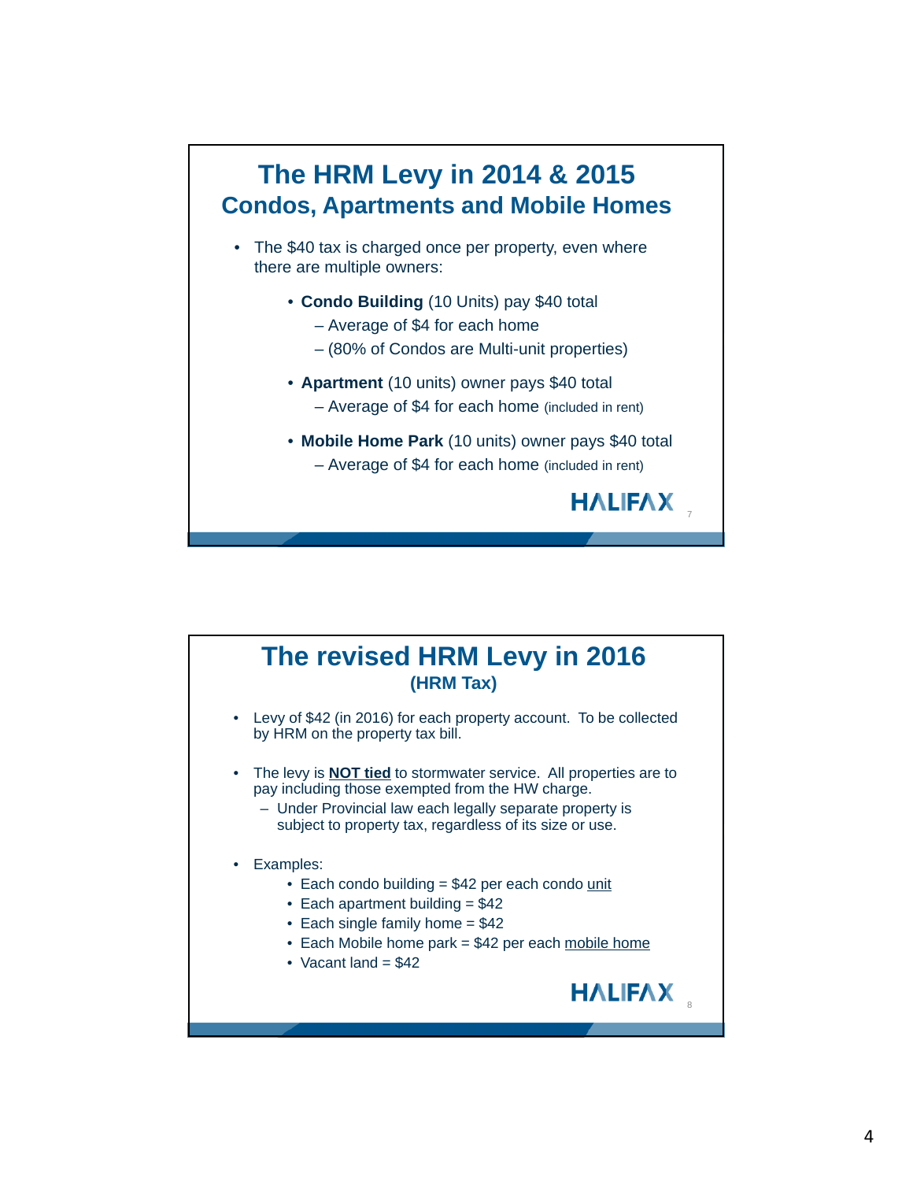# The HRM Levy in 2014 & 2015

## Condos, Apartments and Mobile Homes

- The $40 tax is charged once per property, even where there are multiple owners:
  - **Condo Building** (10 Units) pay $40 total
    - Average of $4 for each home
    - (80% of Condos are Multi-unit properties)
  - **Apartment** (10 units) owner pays $40 total
    - Average of $4 for each home (included in rent)
  - **Mobile Home Park** (10 units) owner pays $40 total
    - Average of $4 for each home (included in rent)

HALIFAX

# The revised HRM Levy in 2016

## (HRM Tax)

- Levy of $42 (in 2016) for each property account. To be collected by HRM on the property tax bill.
- The levy is **NOT tied** to stormwater service. All properties are to pay including those exempted from the HW charge.
  - Under Provincial law each legally separate property is subject to property tax, regardless of its size or use.
- Examples:
  - Each condo building = $42 per each condo unit
  - Each apartment building = $42
  - Each single family home = $42
  - Each Mobile home park = $42 per each mobile home
  - Vacant land = $42

HALIFAX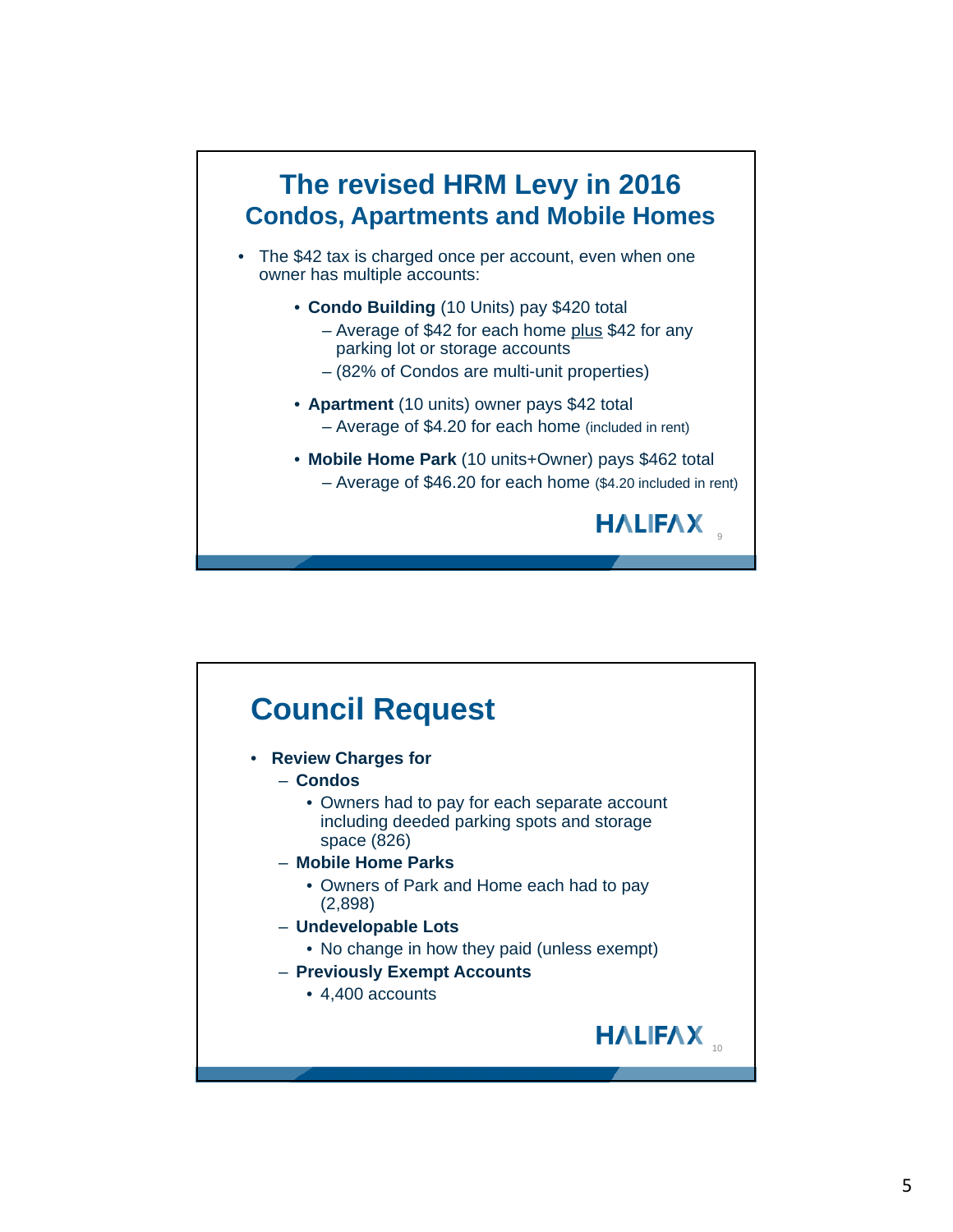## The revised HRM Levy in 2016
### Condos, Apartments and Mobile Homes

- The $42 tax is charged once per account, even when one owner has multiple accounts:
  - **Condo Building** (10 Units) pay $420 total
    - Average of $42 for each home plus $42 for any parking lot or storage accounts
    - (82% of Condos are multi-unit properties)
  - **Apartment** (10 units) owner pays $42 total
    - Average of $4.20 for each home (included in rent)
  - **Mobile Home Park** (10 units+Owner) pays $462 total
    - Average of $46.20 for each home ($4.20 included in rent)

HALIFAX

## Council Request

- **Review Charges for**
  - **Condos**
    - Owners had to pay for each separate account including deeded parking spots and storage space (826)
  - **Mobile Home Parks**
    - Owners of Park and Home each had to pay (2,898)
  - **Undevelopable Lots**
    - No change in how they paid (unless exempt)
  - **Previously Exempt Accounts**
    - 4,400 accounts

HALIFAX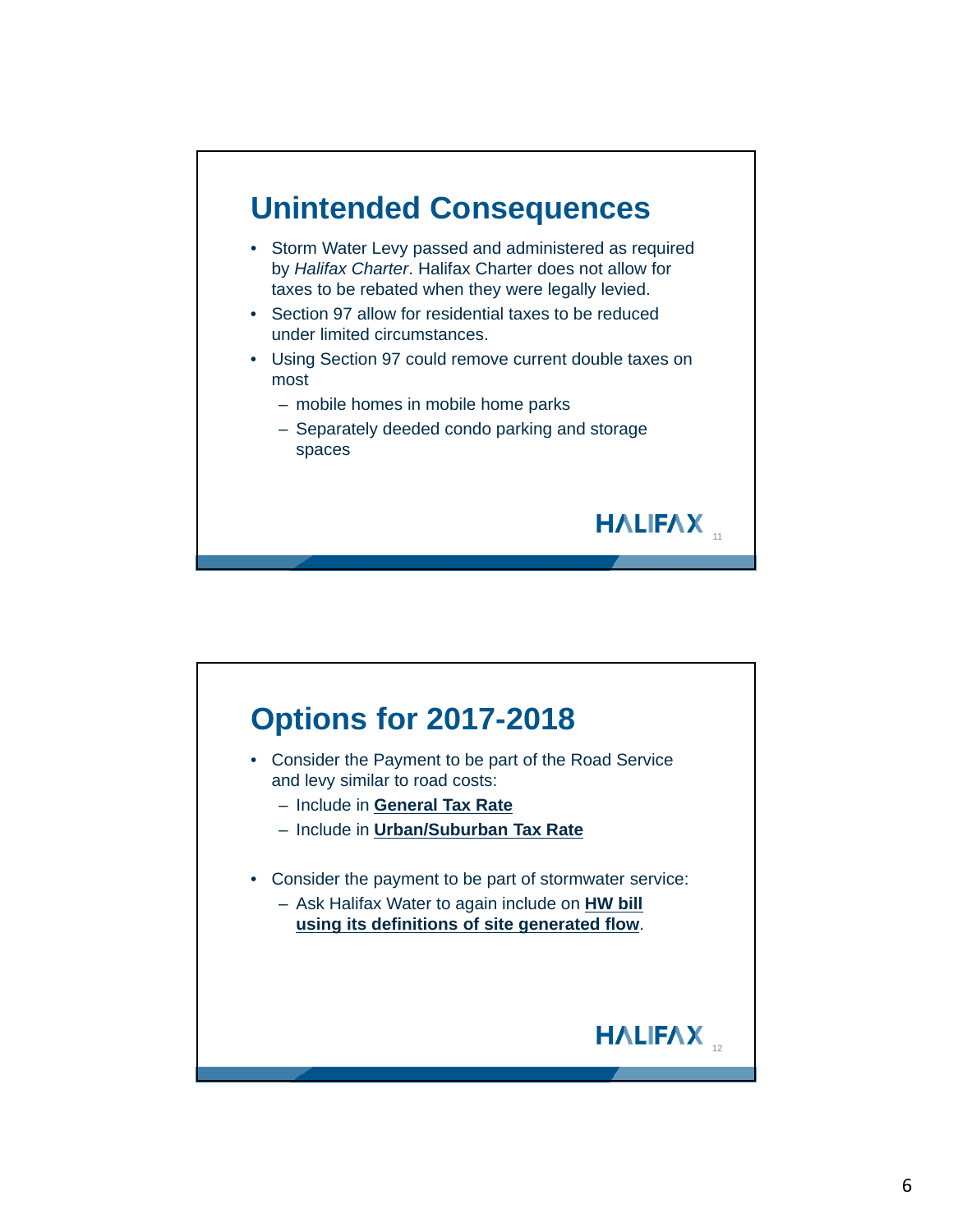## Unintended Consequences

- Storm Water Levy passed and administered as required by *Halifax Charter*. Halifax Charter does not allow for taxes to be rebated when they were legally levied.
- Section 97 allow for residential taxes to be reduced under limited circumstances.
- Using Section 97 could remove current double taxes on most
  - mobile homes in mobile home parks
  - Separately deeded condo parking and storage spaces

HALIFAX

## Options for 2017-2018

- Consider the Payment to be part of the Road Service and levy similar to road costs:
  - Include in **General Tax Rate**
  - Include in **Urban/Suburban Tax Rate**

- Consider the payment to be part of stormwater service:
  - Ask Halifax Water to again include on **HW bill using its definitions of site generated flow**.

HALIFAX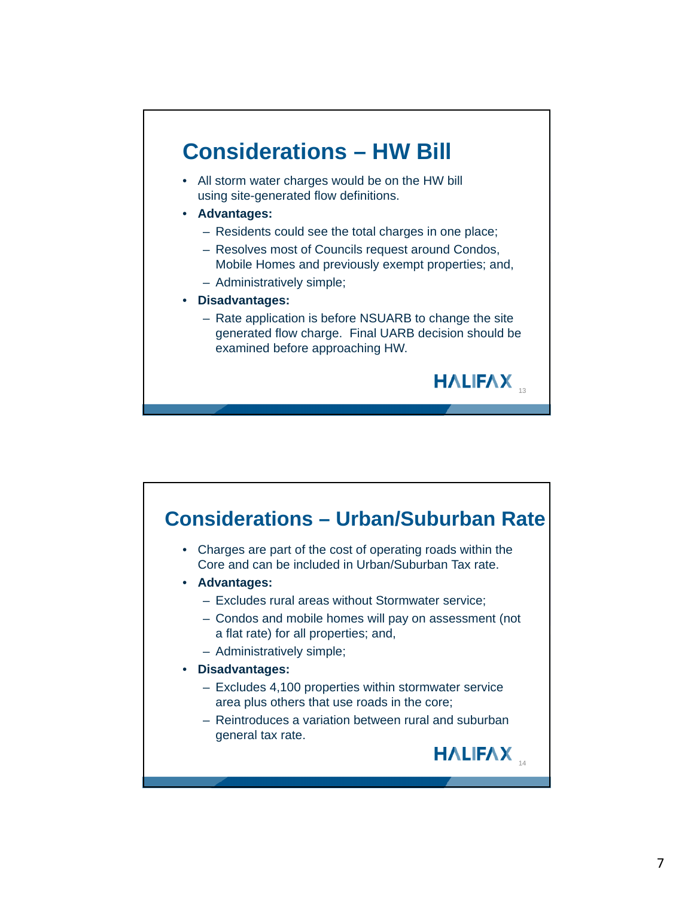## Considerations – HW Bill

- All storm water charges would be on the HW bill using site-generated flow definitions.
- **Advantages:**
  - Residents could see the total charges in one place;
  - Resolves most of Councils request around Condos, Mobile Homes and previously exempt properties; and,
  - Administratively simple;
- **Disadvantages:**
  - Rate application is before NSUARB to change the site generated flow charge. Final UARB decision should be examined before approaching HW.

HALIFAX

## Considerations – Urban/Suburban Rate

- Charges are part of the cost of operating roads within the Core and can be included in Urban/Suburban Tax rate.
- **Advantages:**
  - Excludes rural areas without Stormwater service;
  - Condos and mobile homes will pay on assessment (not a flat rate) for all properties; and,
  - Administratively simple;
- **Disadvantages:**
  - Excludes 4,100 properties within stormwater service area plus others that use roads in the core;
  - Reintroduces a variation between rural and suburban general tax rate.

HALIFAX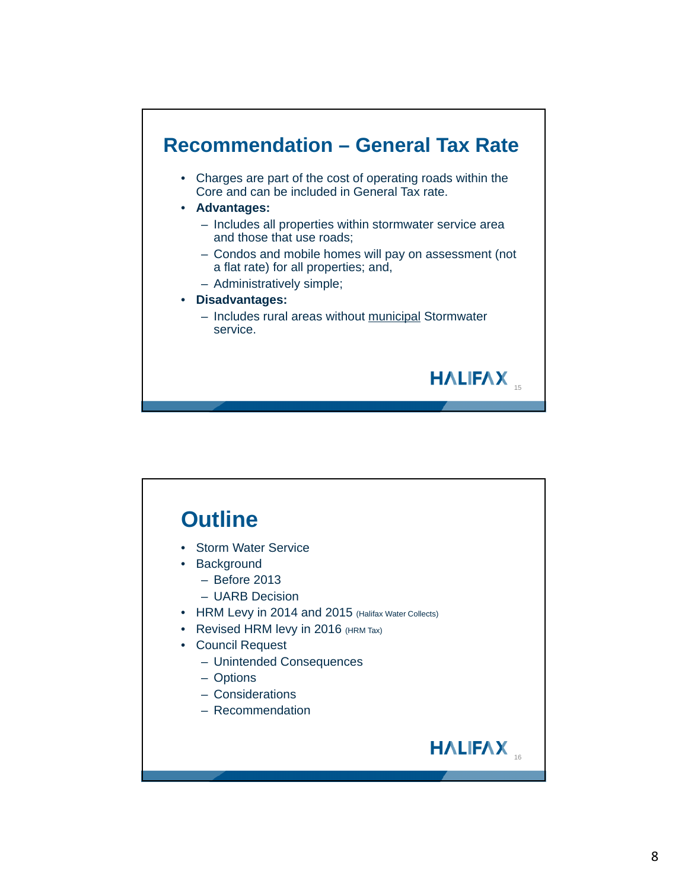## Recommendation – General Tax Rate

- Charges are part of the cost of operating roads within the Core and can be included in General Tax rate.
- **Advantages:**
  - Includes all properties within stormwater service area and those that use roads;
  - Condos and mobile homes will pay on assessment (not a flat rate) for all properties; and,
  - Administratively simple;
- **Disadvantages:**
  - Includes rural areas without <u>municipal</u> Stormwater service.

HALIFAX

## Outline

- Storm Water Service
- Background
  - Before 2013
  - UARB Decision
- HRM Levy in 2014 and 2015 (Halifax Water Collects)
- Revised HRM levy in 2016 (HRM Tax)
- Council Request
  - Unintended Consequences
  - Options
  - Considerations
  - Recommendation

HALIFAX